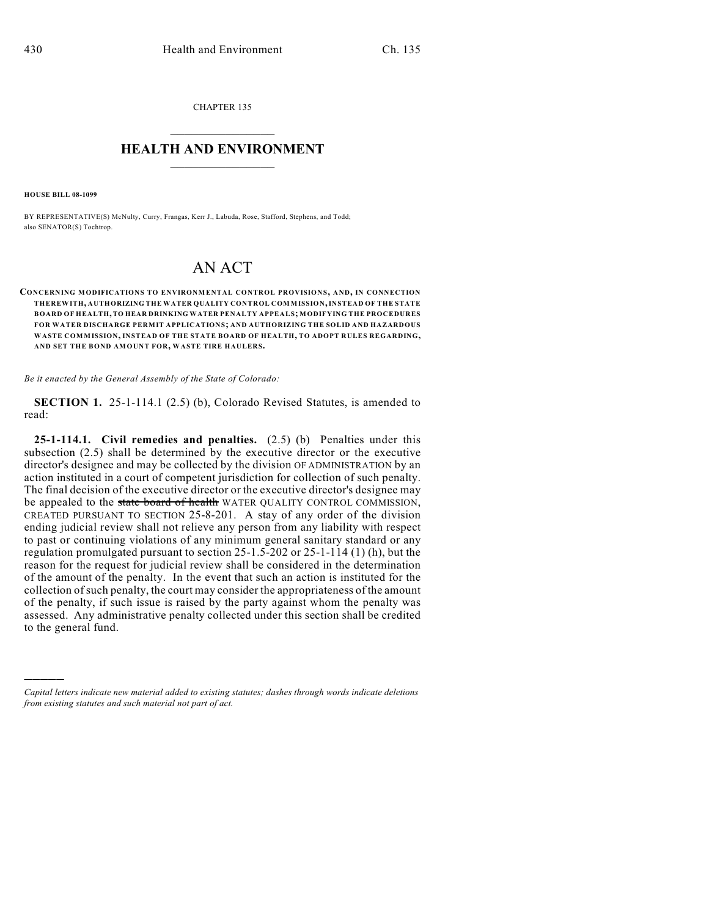CHAPTER 135

# HEALTH AND ENVIRONMENT

**HOUSE BILL 08-1099**

BY REPRESENTATIVE(S) McNulty, Curry, Frangas, Kerr J., Labuda, Rose, Stafford, Stephens, and Todd; also SENATOR(S) Tochtrop.

# AN ACT

**CONCERNING MODIFICATIONS TO ENVIRONMENTAL CONTROL PROVISIONS, AND, IN CONNECTION THEREWITH, AUTHORIZING THE WATER QUALITY CONTROL COMMISSION, INSTEAD OF THE STATE BOARD OF HEALTH, TO HEAR DRINKING WATER PENALTY APPEALS; MODIFYING THE PROCEDURES FOR WATER DISCHARGE PERMIT APPLICATIONS; AND AUTHORIZING THE SOLID AND HAZARDOUS WASTE COMMISSION, INSTEAD OF THE STATE BOARD OF HEALTH, TO ADOPT RULES REGARDING, AND SET THE BOND AMOUNT FOR, WASTE TIRE HAULERS.**

*Be it enacted by the General Assembly of the State of Colorado:*

**SECTION 1.** 25-1-114.1 (2.5) (b), Colorado Revised Statutes, is amended to read:

**25-1-114.1. Civil remedies and penalties.** (2.5) (b) Penalties under this subsection (2.5) shall be determined by the executive director or the executive director's designee and may be collected by the division OF ADMINISTRATION by an action instituted in a court of competent jurisdiction for collection of such penalty. The final decision of the executive director or the executive director's designee may be appealed to the ~~state board of health~~ WATER QUALITY CONTROL COMMISSION, CREATED PURSUANT TO SECTION 25-8-201. A stay of any order of the division ending judicial review shall not relieve any person from any liability with respect to past or continuing violations of any minimum general sanitary standard or any regulation promulgated pursuant to section 25-1.5-202 or 25-1-114 (1) (h), but the reason for the request for judicial review shall be considered in the determination of the amount of the penalty. In the event that such an action is instituted for the collection of such penalty, the court may consider the appropriateness of the amount of the penalty, if such issue is raised by the party against whom the penalty was assessed. Any administrative penalty collected under this section shall be credited to the general fund.

---

*Capital letters indicate new material added to existing statutes; dashes through words indicate deletions from existing statutes and such material not part of act.*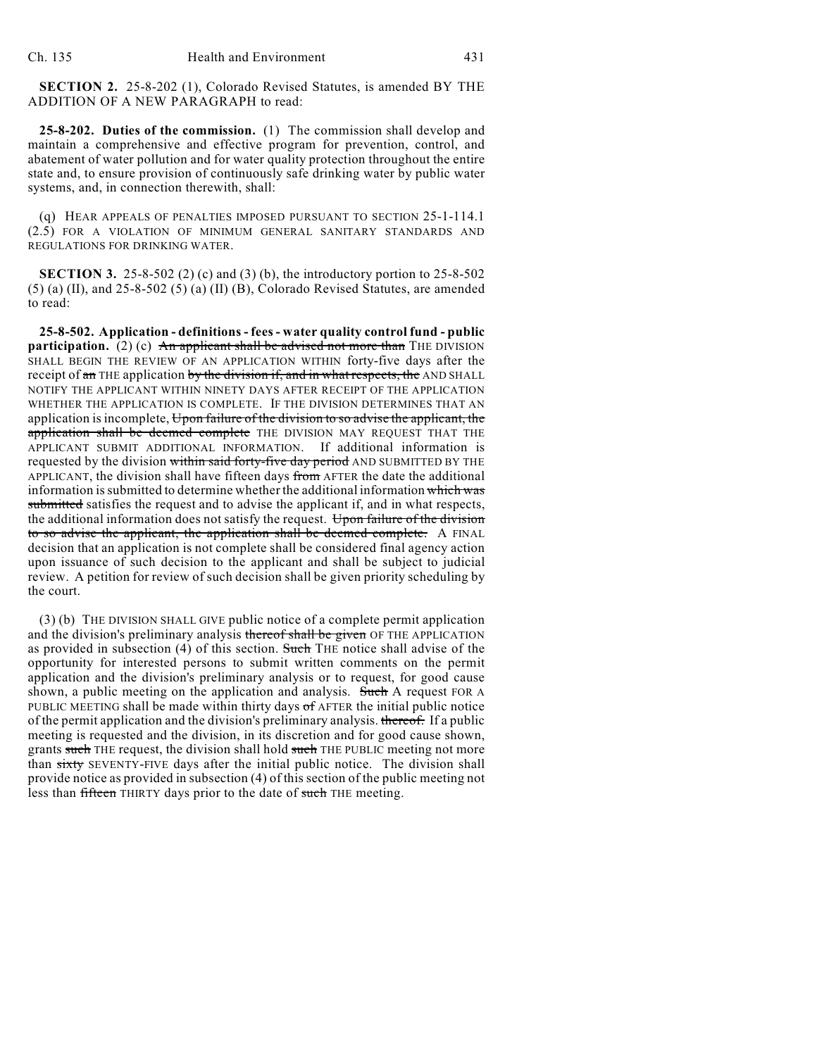**SECTION 2.** 25-8-202 (1), Colorado Revised Statutes, is amended BY THE ADDITION OF A NEW PARAGRAPH to read:

**25-8-202. Duties of the commission.** (1) The commission shall develop and maintain a comprehensive and effective program for prevention, control, and abatement of water pollution and for water quality protection throughout the entire state and, to ensure provision of continuously safe drinking water by public water systems, and, in connection therewith, shall:

(q) HEAR APPEALS OF PENALTIES IMPOSED PURSUANT TO SECTION 25-1-114.1 (2.5) FOR A VIOLATION OF MINIMUM GENERAL SANITARY STANDARDS AND REGULATIONS FOR DRINKING WATER.

**SECTION 3.** 25-8-502 (2) (c) and (3) (b), the introductory portion to 25-8-502 (5) (a) (II), and 25-8-502 (5) (a) (II) (B), Colorado Revised Statutes, are amended to read:

**25-8-502. Application - definitions - fees - water quality control fund - public participation.** (2) (c) ~~An applicant shall be advised not more than~~ THE DIVISION SHALL BEGIN THE REVIEW OF AN APPLICATION WITHIN forty-five days after the receipt of ~~an~~ THE application ~~by the division if, and in what respects, the~~ AND SHALL NOTIFY THE APPLICANT WITHIN NINETY DAYS AFTER RECEIPT OF THE APPLICATION WHETHER THE APPLICATION IS COMPLETE. IF THE DIVISION DETERMINES THAT AN application is incomplete, ~~Upon failure of the division to so advise the applicant, the application shall be deemed complete~~ THE DIVISION MAY REQUEST THAT THE APPLICANT SUBMIT ADDITIONAL INFORMATION. If additional information is requested by the division ~~within said forty-five day period~~ AND SUBMITTED BY THE APPLICANT, the division shall have fifteen days ~~from~~ AFTER the date the additional information is submitted to determine whether the additional information ~~which was submitted~~ satisfies the request and to advise the applicant if, and in what respects, the additional information does not satisfy the request. ~~Upon failure of the division to so advise the applicant, the application shall be deemed complete.~~ A FINAL decision that an application is not complete shall be considered final agency action upon issuance of such decision to the applicant and shall be subject to judicial review. A petition for review of such decision shall be given priority scheduling by the court.

(3) (b) THE DIVISION SHALL GIVE public notice of a complete permit application and the division's preliminary analysis ~~thereof shall be given~~ OF THE APPLICATION as provided in subsection (4) of this section. ~~Such~~ THE notice shall advise of the opportunity for interested persons to submit written comments on the permit application and the division's preliminary analysis or to request, for good cause shown, a public meeting on the application and analysis. ~~Such~~ A request FOR A PUBLIC MEETING shall be made within thirty days ~~of~~ AFTER the initial public notice of the permit application and the division's preliminary analysis. ~~thereof.~~ If a public meeting is requested and the division, in its discretion and for good cause shown, grants ~~such~~ THE request, the division shall hold ~~such~~ THE PUBLIC meeting not more than ~~sixty~~ SEVENTY-FIVE days after the initial public notice. The division shall provide notice as provided in subsection (4) of this section of the public meeting not less than ~~fifteen~~ THIRTY days prior to the date of ~~such~~ THE meeting.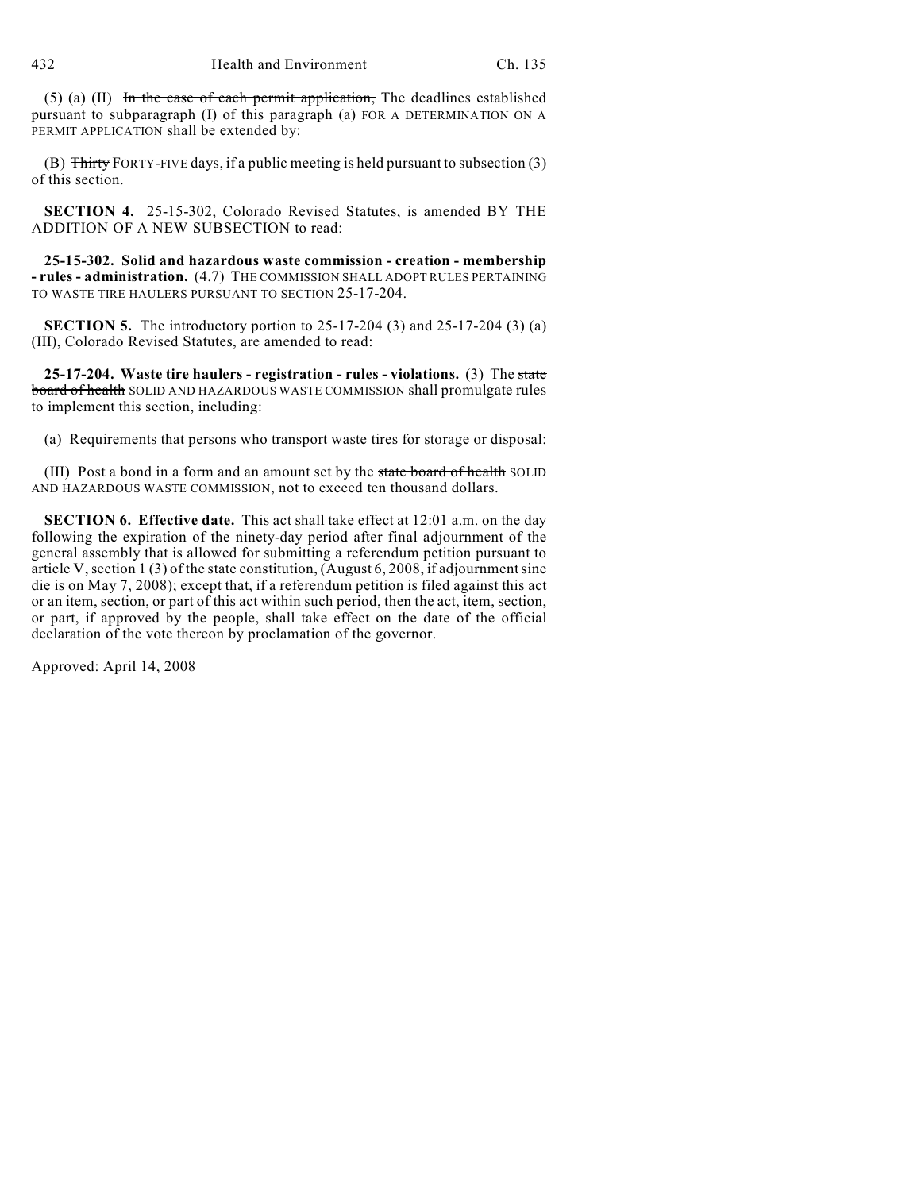(5) (a) (II) ~~In the case of each permit application,~~ The deadlines established pursuant to subparagraph (I) of this paragraph (a) FOR A DETERMINATION ON A PERMIT APPLICATION shall be extended by:

(B) ~~Thirty~~ FORTY-FIVE days, if a public meeting is held pursuant to subsection (3) of this section.

**SECTION 4.** 25-15-302, Colorado Revised Statutes, is amended BY THE ADDITION OF A NEW SUBSECTION to read:

**25-15-302. Solid and hazardous waste commission - creation - membership - rules - administration.** (4.7) THE COMMISSION SHALL ADOPT RULES PERTAINING TO WASTE TIRE HAULERS PURSUANT TO SECTION 25-17-204.

**SECTION 5.** The introductory portion to 25-17-204 (3) and 25-17-204 (3) (a) (III), Colorado Revised Statutes, are amended to read:

**25-17-204. Waste tire haulers - registration - rules - violations.** (3) The ~~state board of health~~ SOLID AND HAZARDOUS WASTE COMMISSION shall promulgate rules to implement this section, including:

(a) Requirements that persons who transport waste tires for storage or disposal:

(III) Post a bond in a form and an amount set by the ~~state board of health~~ SOLID AND HAZARDOUS WASTE COMMISSION, not to exceed ten thousand dollars.

**SECTION 6. Effective date.** This act shall take effect at 12:01 a.m. on the day following the expiration of the ninety-day period after final adjournment of the general assembly that is allowed for submitting a referendum petition pursuant to article V, section 1 (3) of the state constitution, (August 6, 2008, if adjournment sine die is on May 7, 2008); except that, if a referendum petition is filed against this act or an item, section, or part of this act within such period, then the act, item, section, or part, if approved by the people, shall take effect on the date of the official declaration of the vote thereon by proclamation of the governor.

Approved: April 14, 2008